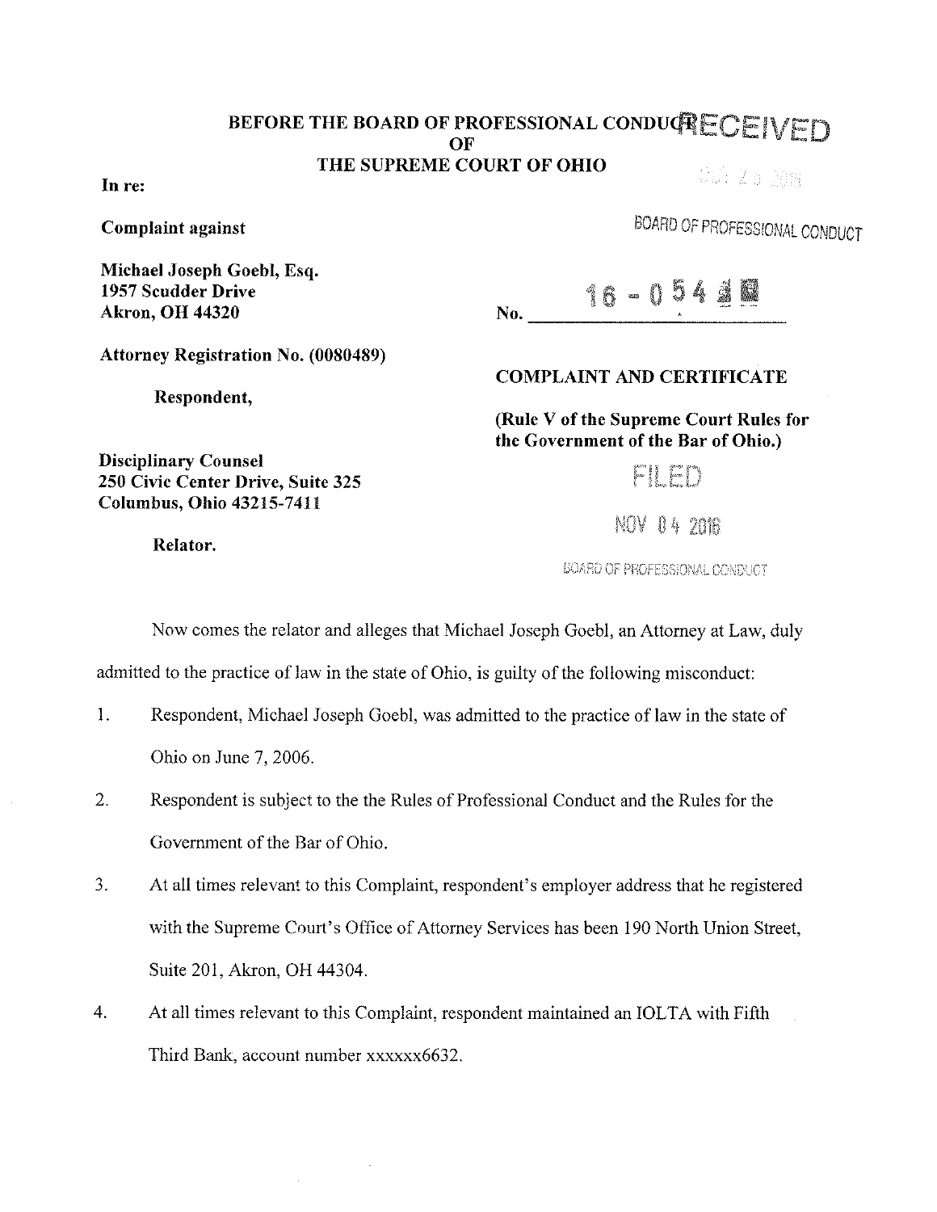**BEFORE THE BOARD OF PROFESSIONAL CONDUCT**
**OF**
**THE SUPREME COURT OF OHIO**

RECEIVED

BOARD OF PROFESSIONAL CONDUCT

**In re:**

**Complaint against**

**Michael Joseph Goebl, Esq.**
**1957 Scudder Drive**
**Akron, OH 44320**

**Attorney Registration No. (0080489)**

**Respondent,**

**Disciplinary Counsel**
**250 Civic Center Drive, Suite 325**
**Columbus, Ohio 43215-7411**

**Relator.**

No. 16-054

**COMPLAINT AND CERTIFICATE**

**(Rule V of the Supreme Court Rules for the Government of the Bar of Ohio.)**

FILED

NOV 04 2016

BOARD OF PROFESSIONAL CONDUCT

Now comes the relator and alleges that Michael Joseph Goebl, an Attorney at Law, duly admitted to the practice of law in the state of Ohio, is guilty of the following misconduct:

1. Respondent, Michael Joseph Goebl, was admitted to the practice of law in the state of Ohio on June 7, 2006.

2. Respondent is subject to the the Rules of Professional Conduct and the Rules for the Government of the Bar of Ohio.

3. At all times relevant to this Complaint, respondent's employer address that he registered with the Supreme Court's Office of Attorney Services has been 190 North Union Street, Suite 201, Akron, OH 44304.

4. At all times relevant to this Complaint, respondent maintained an IOLTA with Fifth Third Bank, account number xxxxxx6632.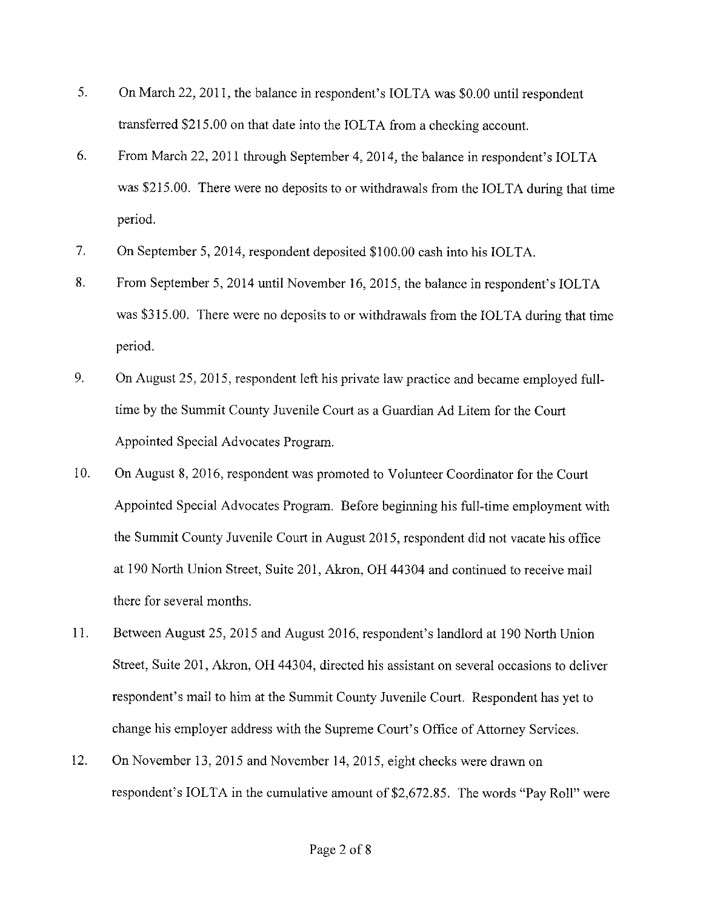5. On March 22, 2011, the balance in respondent's IOLTA was $0.00 until respondent transferred $215.00 on that date into the IOLTA from a checking account.

6. From March 22, 2011 through September 4, 2014, the balance in respondent's IOLTA was $215.00. There were no deposits to or withdrawals from the IOLTA during that time period.

7. On September 5, 2014, respondent deposited $100.00 cash into his IOLTA.

8. From September 5, 2014 until November 16, 2015, the balance in respondent's IOLTA was $315.00. There were no deposits to or withdrawals from the IOLTA during that time period.

9. On August 25, 2015, respondent left his private law practice and became employed full-time by the Summit County Juvenile Court as a Guardian Ad Litem for the Court Appointed Special Advocates Program.

10. On August 8, 2016, respondent was promoted to Volunteer Coordinator for the Court Appointed Special Advocates Program. Before beginning his full-time employment with the Summit County Juvenile Court in August 2015, respondent did not vacate his office at 190 North Union Street, Suite 201, Akron, OH 44304 and continued to receive mail there for several months.

11. Between August 25, 2015 and August 2016, respondent's landlord at 190 North Union Street, Suite 201, Akron, OH 44304, directed his assistant on several occasions to deliver respondent's mail to him at the Summit County Juvenile Court. Respondent has yet to change his employer address with the Supreme Court's Office of Attorney Services.

12. On November 13, 2015 and November 14, 2015, eight checks were drawn on respondent's IOLTA in the cumulative amount of $2,672.85. The words "Pay Roll" were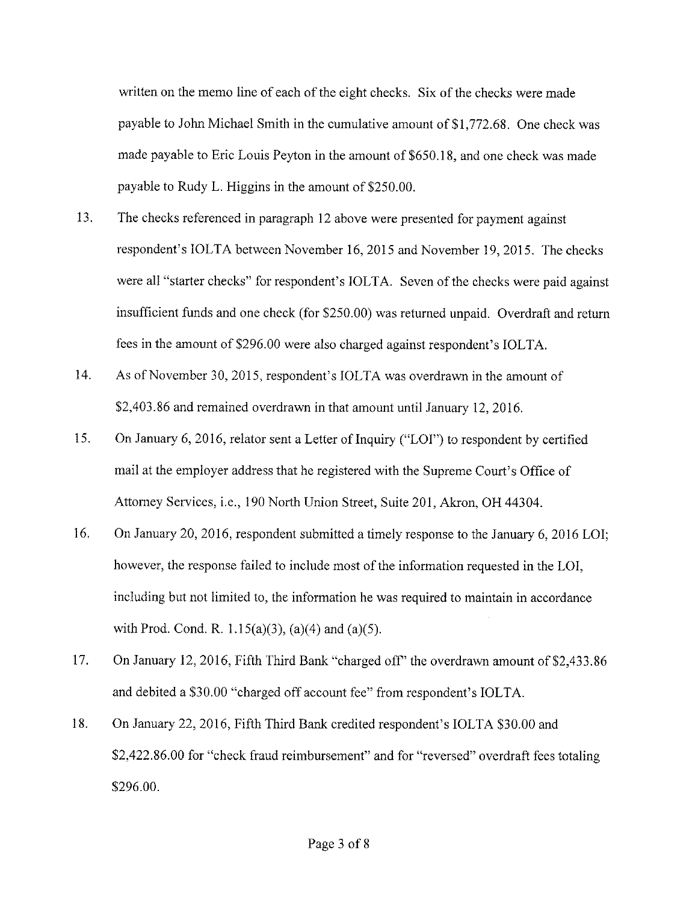written on the memo line of each of the eight checks. Six of the checks were made payable to John Michael Smith in the cumulative amount of $1,772.68. One check was made payable to Eric Louis Peyton in the amount of $650.18, and one check was made payable to Rudy L. Higgins in the amount of $250.00.

13. The checks referenced in paragraph 12 above were presented for payment against respondent's IOLTA between November 16, 2015 and November 19, 2015. The checks were all "starter checks" for respondent's IOLTA. Seven of the checks were paid against insufficient funds and one check (for $250.00) was returned unpaid. Overdraft and return fees in the amount of $296.00 were also charged against respondent's IOLTA.

14. As of November 30, 2015, respondent's IOLTA was overdrawn in the amount of $2,403.86 and remained overdrawn in that amount until January 12, 2016.

15. On January 6, 2016, relator sent a Letter of Inquiry ("LOI") to respondent by certified mail at the employer address that he registered with the Supreme Court's Office of Attorney Services, i.e., 190 North Union Street, Suite 201, Akron, OH 44304.

16. On January 20, 2016, respondent submitted a timely response to the January 6, 2016 LOI; however, the response failed to include most of the information requested in the LOI, including but not limited to, the information he was required to maintain in accordance with Prod. Cond. R. 1.15(a)(3), (a)(4) and (a)(5).

17. On January 12, 2016, Fifth Third Bank "charged off" the overdrawn amount of $2,433.86 and debited a $30.00 "charged off account fee" from respondent's IOLTA.

18. On January 22, 2016, Fifth Third Bank credited respondent's IOLTA $30.00 and $2,422.86.00 for "check fraud reimbursement" and for "reversed" overdraft fees totaling $296.00.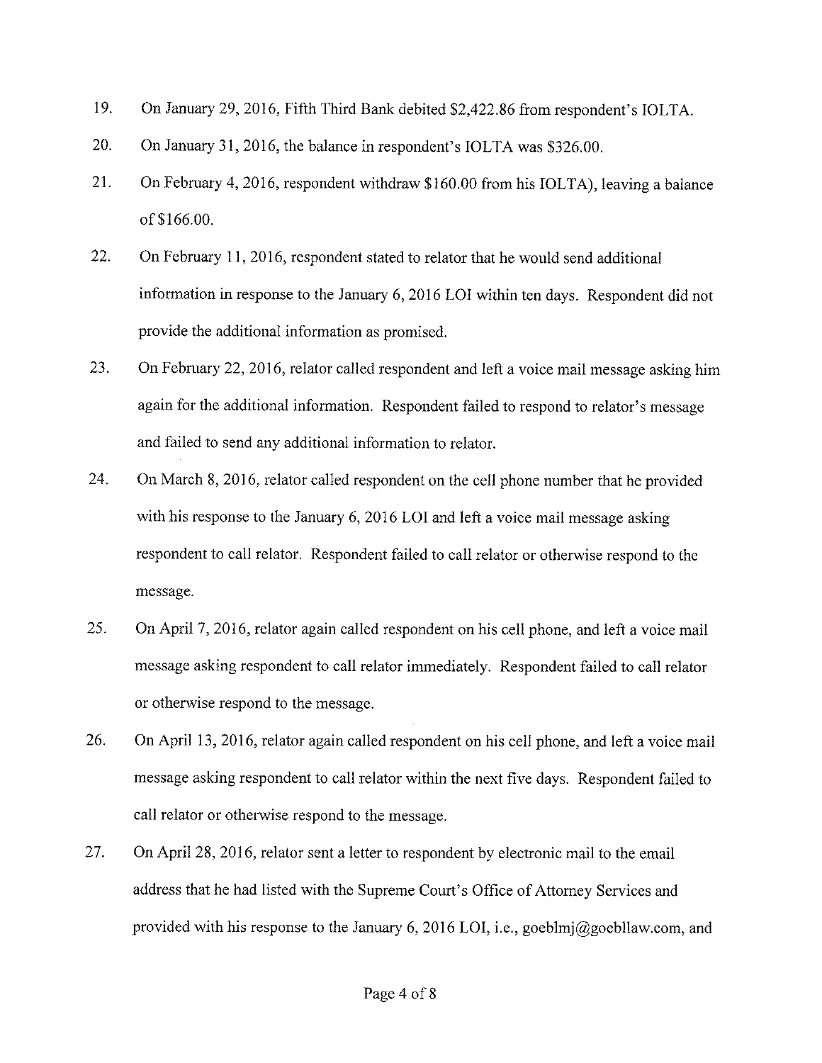19. On January 29, 2016, Fifth Third Bank debited $2,422.86 from respondent's IOLTA.

20. On January 31, 2016, the balance in respondent's IOLTA was $326.00.

21. On February 4, 2016, respondent withdraw $160.00 from his IOLTA), leaving a balance of $166.00.

22. On February 11, 2016, respondent stated to relator that he would send additional information in response to the January 6, 2016 LOI within ten days. Respondent did not provide the additional information as promised.

23. On February 22, 2016, relator called respondent and left a voice mail message asking him again for the additional information. Respondent failed to respond to relator's message and failed to send any additional information to relator.

24. On March 8, 2016, relator called respondent on the cell phone number that he provided with his response to the January 6, 2016 LOI and left a voice mail message asking respondent to call relator. Respondent failed to call relator or otherwise respond to the message.

25. On April 7, 2016, relator again called respondent on his cell phone, and left a voice mail message asking respondent to call relator immediately. Respondent failed to call relator or otherwise respond to the message.

26. On April 13, 2016, relator again called respondent on his cell phone, and left a voice mail message asking respondent to call relator within the next five days. Respondent failed to call relator or otherwise respond to the message.

27. On April 28, 2016, relator sent a letter to respondent by electronic mail to the email address that he had listed with the Supreme Court's Office of Attorney Services and provided with his response to the January 6, 2016 LOI, i.e., goeblmj@goebllaw.com, and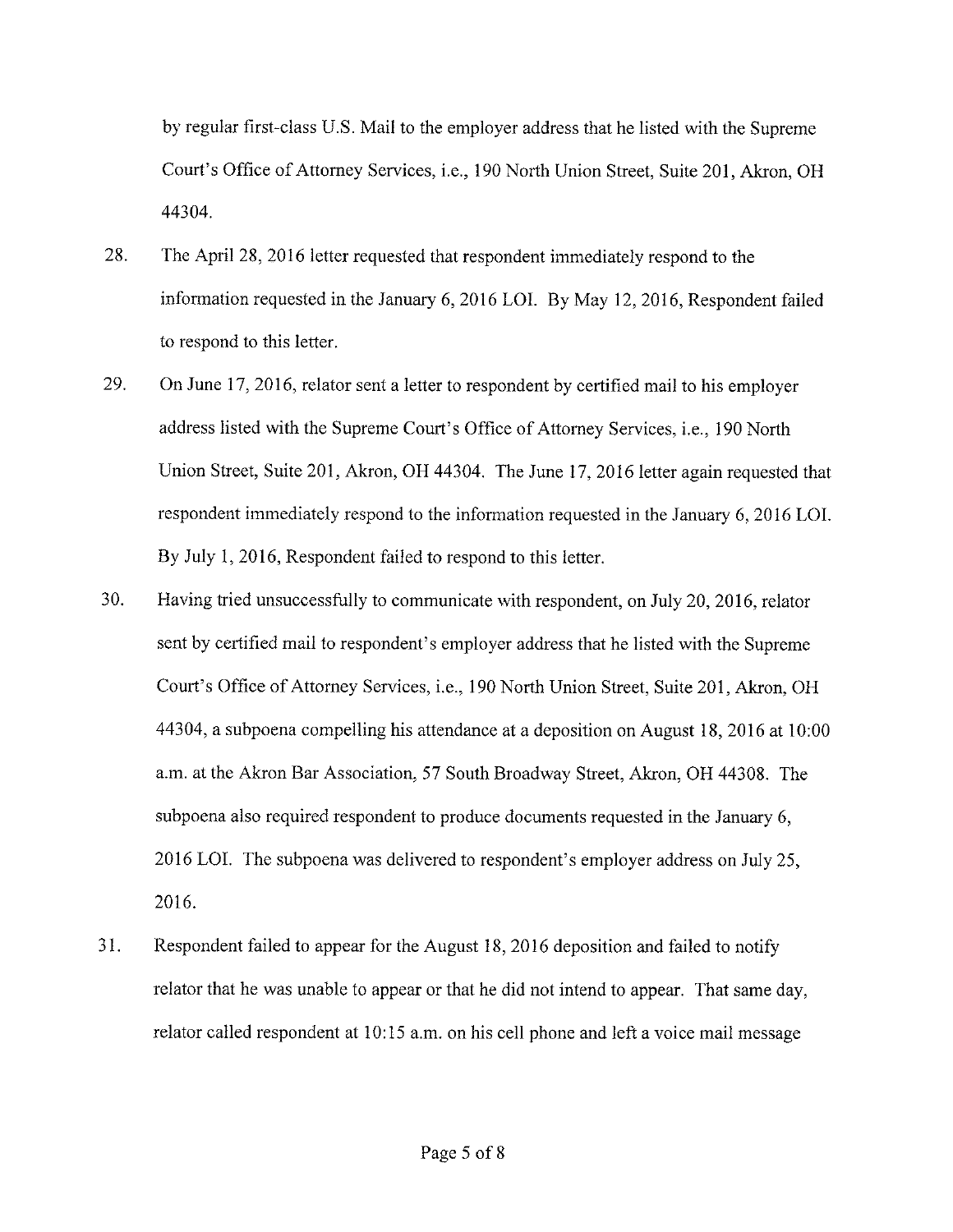by regular first-class U.S. Mail to the employer address that he listed with the Supreme Court's Office of Attorney Services, i.e., 190 North Union Street, Suite 201, Akron, OH 44304.

28. The April 28, 2016 letter requested that respondent immediately respond to the information requested in the January 6, 2016 LOI. By May 12, 2016, Respondent failed to respond to this letter.

29. On June 17, 2016, relator sent a letter to respondent by certified mail to his employer address listed with the Supreme Court's Office of Attorney Services, i.e., 190 North Union Street, Suite 201, Akron, OH 44304. The June 17, 2016 letter again requested that respondent immediately respond to the information requested in the January 6, 2016 LOI. By July 1, 2016, Respondent failed to respond to this letter.

30. Having tried unsuccessfully to communicate with respondent, on July 20, 2016, relator sent by certified mail to respondent's employer address that he listed with the Supreme Court's Office of Attorney Services, i.e., 190 North Union Street, Suite 201, Akron, OH 44304, a subpoena compelling his attendance at a deposition on August 18, 2016 at 10:00 a.m. at the Akron Bar Association, 57 South Broadway Street, Akron, OH 44308. The subpoena also required respondent to produce documents requested in the January 6, 2016 LOI. The subpoena was delivered to respondent's employer address on July 25, 2016.

31. Respondent failed to appear for the August 18, 2016 deposition and failed to notify relator that he was unable to appear or that he did not intend to appear. That same day, relator called respondent at 10:15 a.m. on his cell phone and left a voice mail message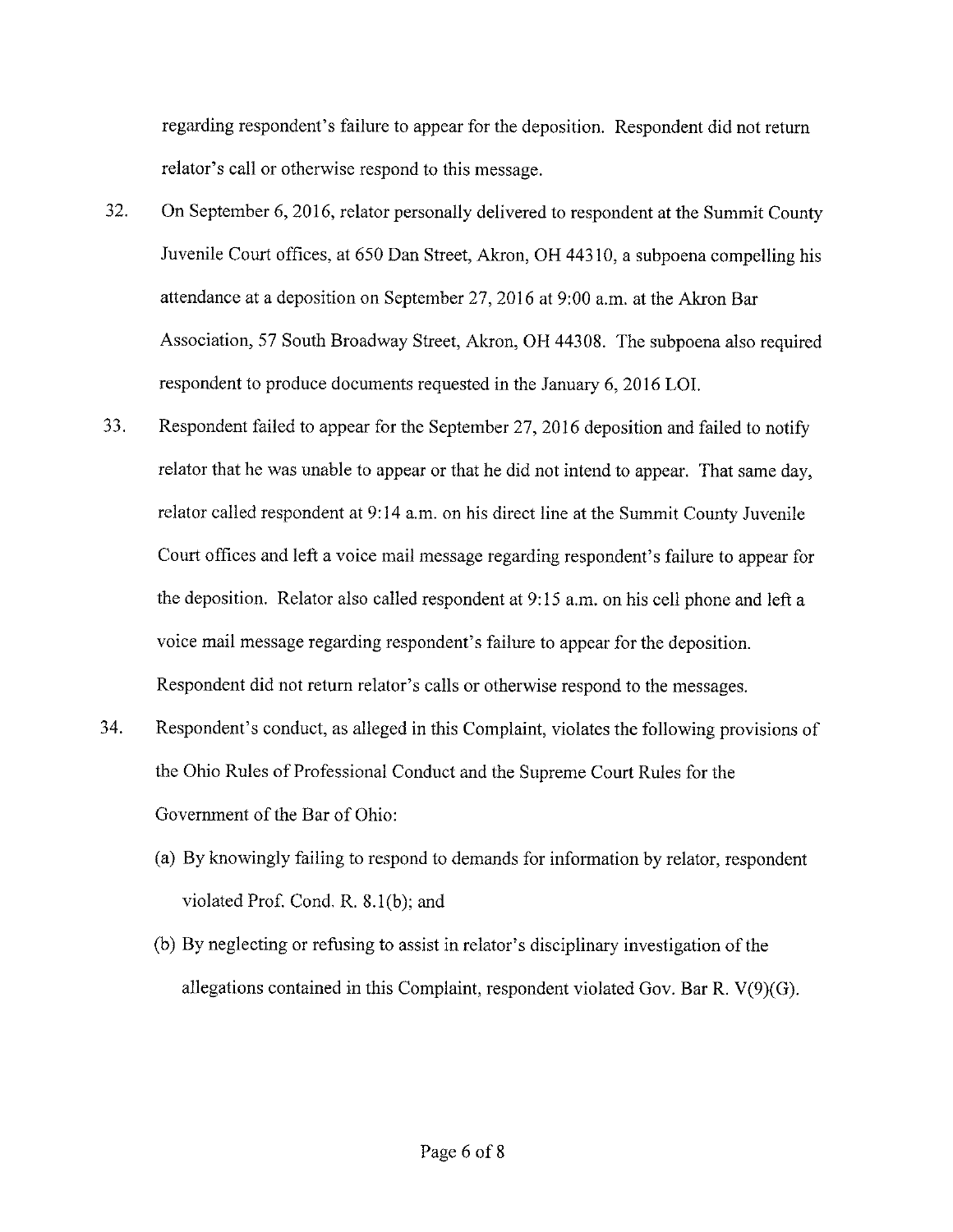regarding respondent's failure to appear for the deposition. Respondent did not return relator's call or otherwise respond to this message.

32. On September 6, 2016, relator personally delivered to respondent at the Summit County Juvenile Court offices, at 650 Dan Street, Akron, OH 44310, a subpoena compelling his attendance at a deposition on September 27, 2016 at 9:00 a.m. at the Akron Bar Association, 57 South Broadway Street, Akron, OH 44308. The subpoena also required respondent to produce documents requested in the January 6, 2016 LOI.

33. Respondent failed to appear for the September 27, 2016 deposition and failed to notify relator that he was unable to appear or that he did not intend to appear. That same day, relator called respondent at 9:14 a.m. on his direct line at the Summit County Juvenile Court offices and left a voice mail message regarding respondent's failure to appear for the deposition. Relator also called respondent at 9:15 a.m. on his cell phone and left a voice mail message regarding respondent's failure to appear for the deposition. Respondent did not return relator's calls or otherwise respond to the messages.

34. Respondent's conduct, as alleged in this Complaint, violates the following provisions of the Ohio Rules of Professional Conduct and the Supreme Court Rules for the Government of the Bar of Ohio:

    (a) By knowingly failing to respond to demands for information by relator, respondent violated Prof. Cond. R. 8.1(b); and

    (b) By neglecting or refusing to assist in relator's disciplinary investigation of the allegations contained in this Complaint, respondent violated Gov. Bar R. V(9)(G).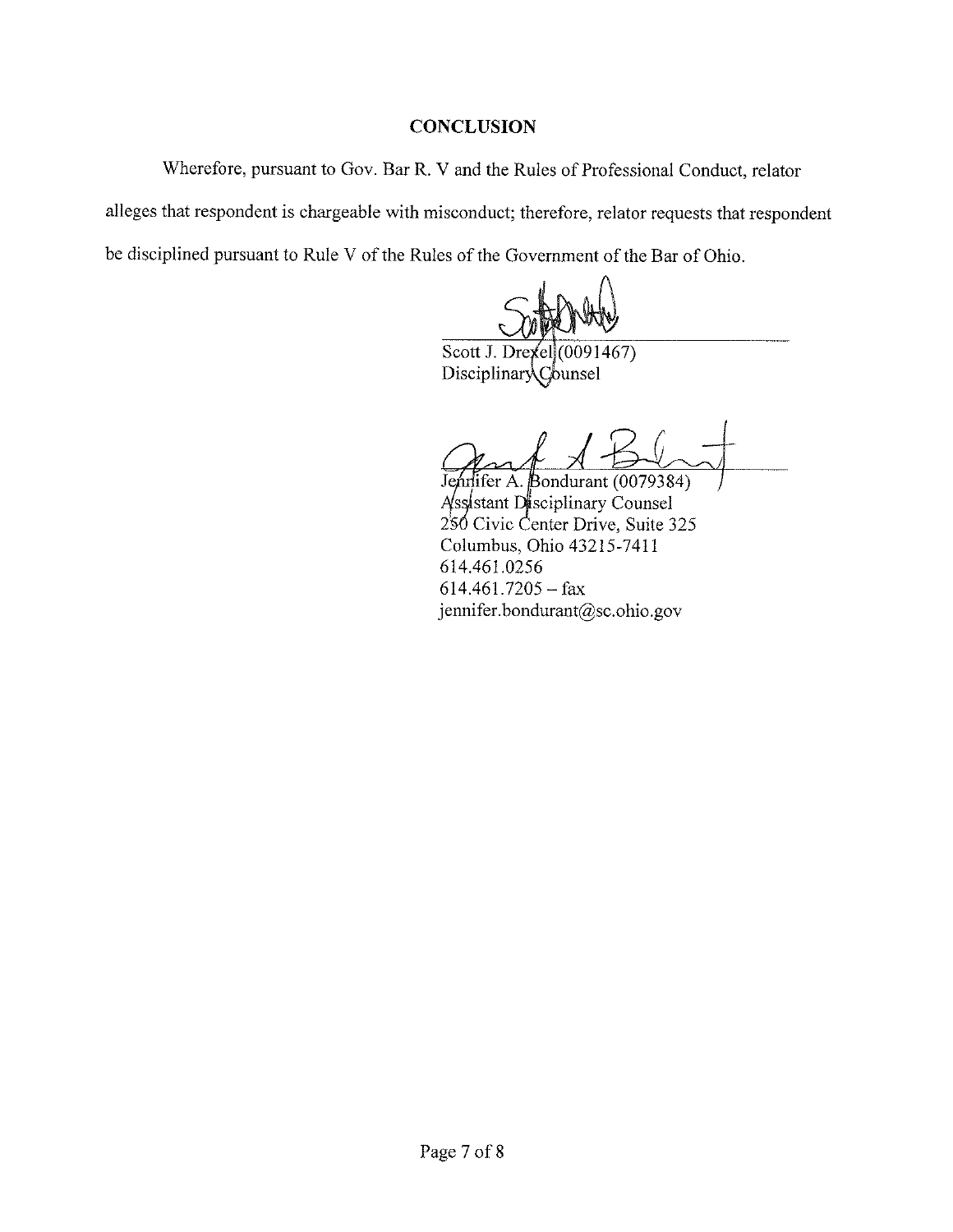## CONCLUSION

Wherefore, pursuant to Gov. Bar R. V and the Rules of Professional Conduct, relator alleges that respondent is chargeable with misconduct; therefore, relator requests that respondent be disciplined pursuant to Rule V of the Rules of the Government of the Bar of Ohio.

Scott J. Drexel (0091467)
Disciplinary Counsel

Jennifer A. Bondurant (0079384)
Assistant Disciplinary Counsel
250 Civic Center Drive, Suite 325
Columbus, Ohio 43215-7411
614.461.0256
614.461.7205 – fax
jennifer.bondurant@sc.ohio.gov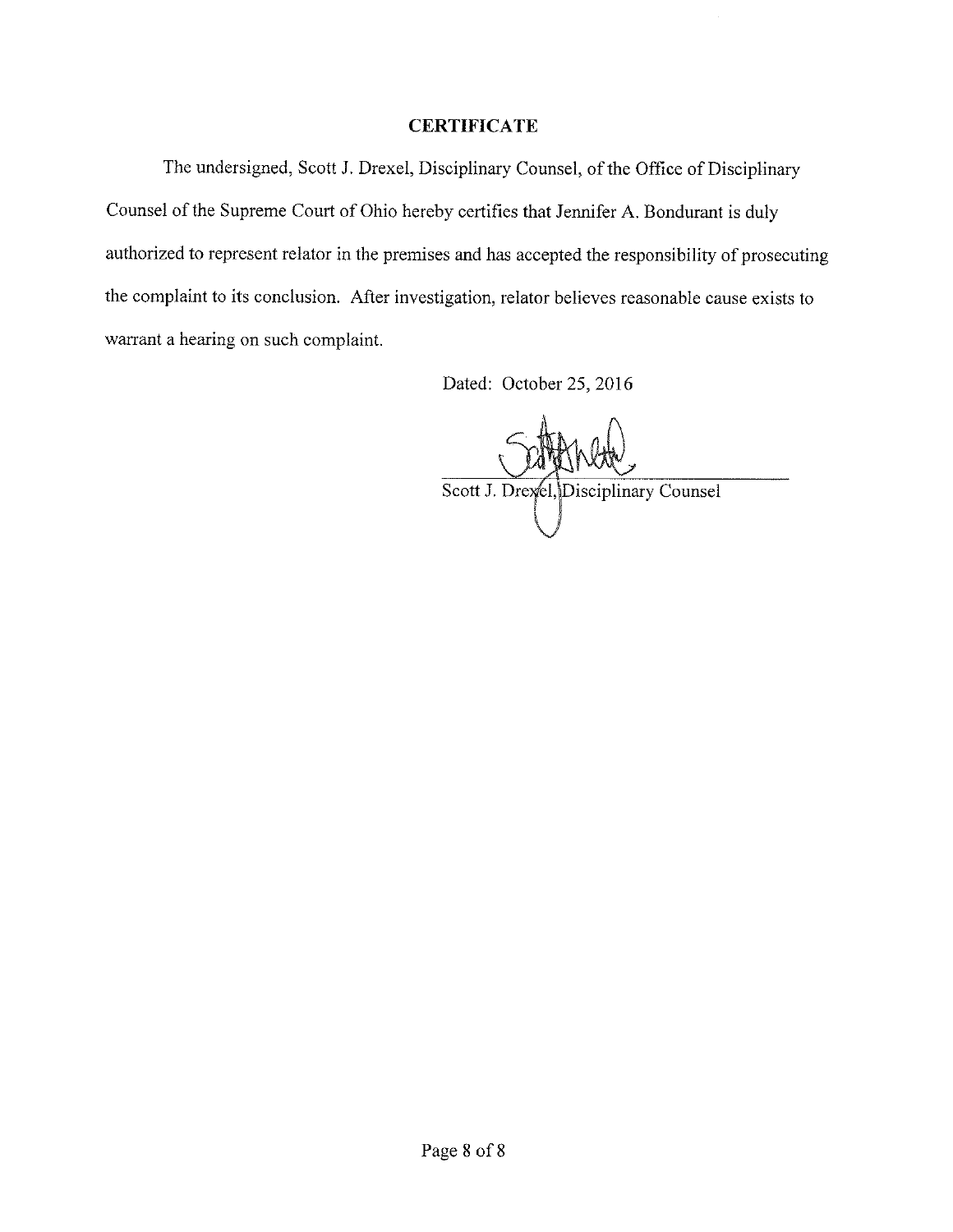## CERTIFICATE

The undersigned, Scott J. Drexel, Disciplinary Counsel, of the Office of Disciplinary Counsel of the Supreme Court of Ohio hereby certifies that Jennifer A. Bondurant is duly authorized to represent relator in the premises and has accepted the responsibility of prosecuting the complaint to its conclusion. After investigation, relator believes reasonable cause exists to warrant a hearing on such complaint.

Dated: October 25, 2016

Scott J. Drexel, Disciplinary Counsel